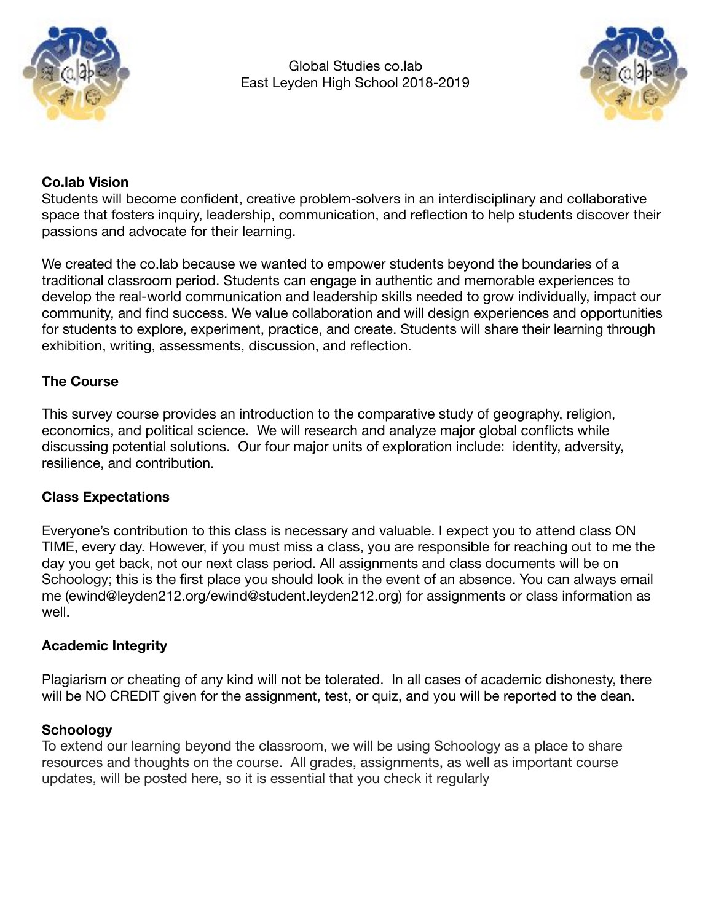Global Studies co.lab
East Leyden High School 2018-2019

**Co.lab Vision**
Students will become confident, creative problem-solvers in an interdisciplinary and collaborative space that fosters inquiry, leadership, communication, and reflection to help students discover their passions and advocate for their learning.

We created the co.lab because we wanted to empower students beyond the boundaries of a traditional classroom period. Students can engage in authentic and memorable experiences to develop the real-world communication and leadership skills needed to grow individually, impact our community, and find success. We value collaboration and will design experiences and opportunities for students to explore, experiment, practice, and create. Students will share their learning through exhibition, writing, assessments, discussion, and reflection.

**The Course**

This survey course provides an introduction to the comparative study of geography, religion, economics, and political science. We will research and analyze major global conflicts while discussing potential solutions. Our four major units of exploration include: identity, adversity, resilience, and contribution.

**Class Expectations**

Everyone's contribution to this class is necessary and valuable. I expect you to attend class ON TIME, every day. However, if you must miss a class, you are responsible for reaching out to me the day you get back, not our next class period. All assignments and class documents will be on Schoology; this is the first place you should look in the event of an absence. You can always email me (ewind@leyden212.org/ewind@student.leyden212.org) for assignments or class information as well.

**Academic Integrity**

Plagiarism or cheating of any kind will not be tolerated. In all cases of academic dishonesty, there will be NO CREDIT given for the assignment, test, or quiz, and you will be reported to the dean.

**Schoology**
To extend our learning beyond the classroom, we will be using Schoology as a place to share resources and thoughts on the course. All grades, assignments, as well as important course updates, will be posted here, so it is essential that you check it regularly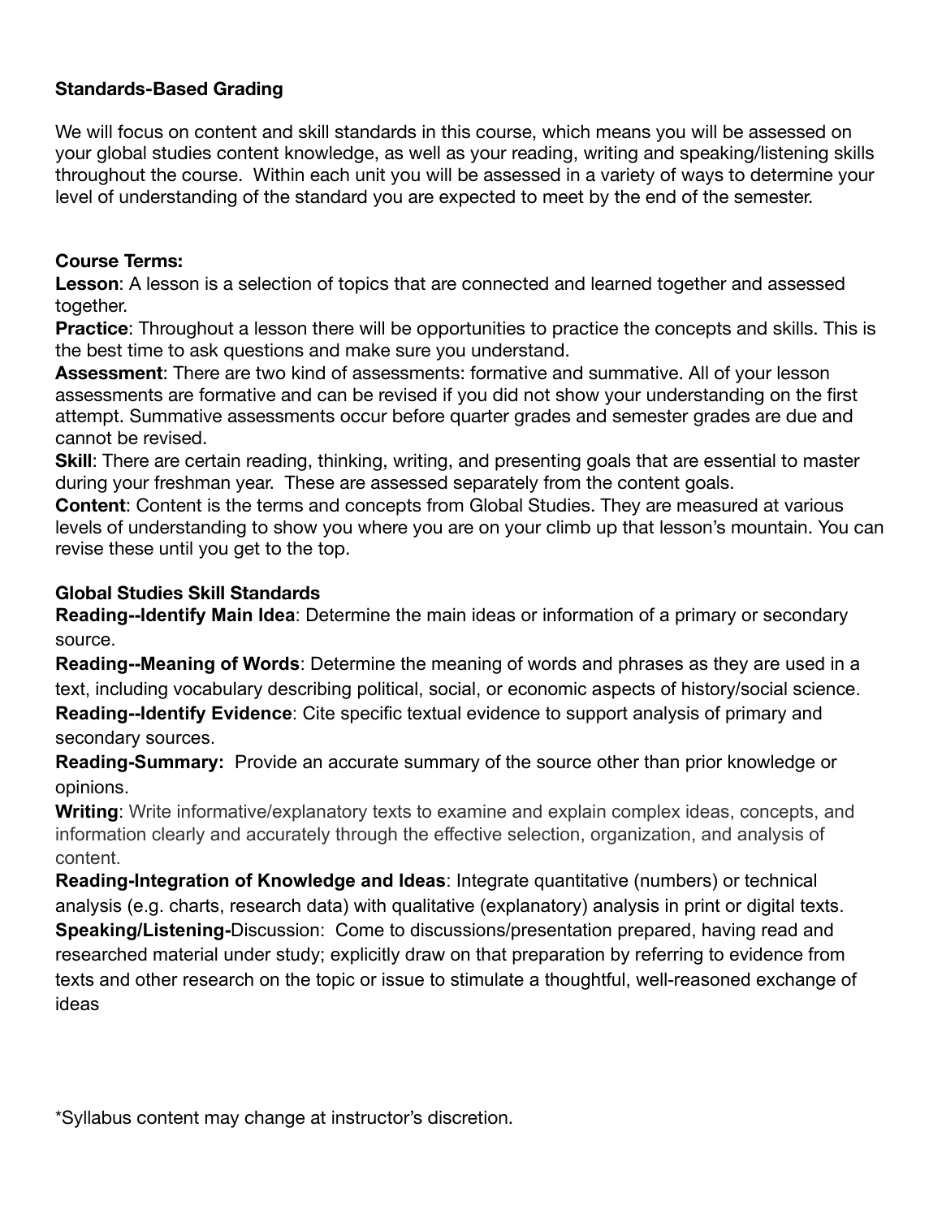**Standards-Based Grading**

We will focus on content and skill standards in this course, which means you will be assessed on your global studies content knowledge, as well as your reading, writing and speaking/listening skills throughout the course. Within each unit you will be assessed in a variety of ways to determine your level of understanding of the standard you are expected to meet by the end of the semester.

**Course Terms:**

**Lesson**: A lesson is a selection of topics that are connected and learned together and assessed together.

**Practice**: Throughout a lesson there will be opportunities to practice the concepts and skills. This is the best time to ask questions and make sure you understand.

**Assessment**: There are two kind of assessments: formative and summative. All of your lesson assessments are formative and can be revised if you did not show your understanding on the first attempt. Summative assessments occur before quarter grades and semester grades are due and cannot be revised.

**Skill**: There are certain reading, thinking, writing, and presenting goals that are essential to master during your freshman year. These are assessed separately from the content goals.

**Content**: Content is the terms and concepts from Global Studies. They are measured at various levels of understanding to show you where you are on your climb up that lesson's mountain. You can revise these until you get to the top.

**Global Studies Skill Standards**

**Reading--Identify Main Idea**: Determine the main ideas or information of a primary or secondary source.

**Reading--Meaning of Words**: Determine the meaning of words and phrases as they are used in a text, including vocabulary describing political, social, or economic aspects of history/social science.

**Reading--Identify Evidence**: Cite specific textual evidence to support analysis of primary and secondary sources.

**Reading-Summary:** Provide an accurate summary of the source other than prior knowledge or opinions.

**Writing**: Write informative/explanatory texts to examine and explain complex ideas, concepts, and information clearly and accurately through the effective selection, organization, and analysis of content.

**Reading-Integration of Knowledge and Ideas**: Integrate quantitative (numbers) or technical analysis (e.g. charts, research data) with qualitative (explanatory) analysis in print or digital texts.

**Speaking/Listening-**Discussion: Come to discussions/presentation prepared, having read and researched material under study; explicitly draw on that preparation by referring to evidence from texts and other research on the topic or issue to stimulate a thoughtful, well-reasoned exchange of ideas

*Syllabus content may change at instructor's discretion.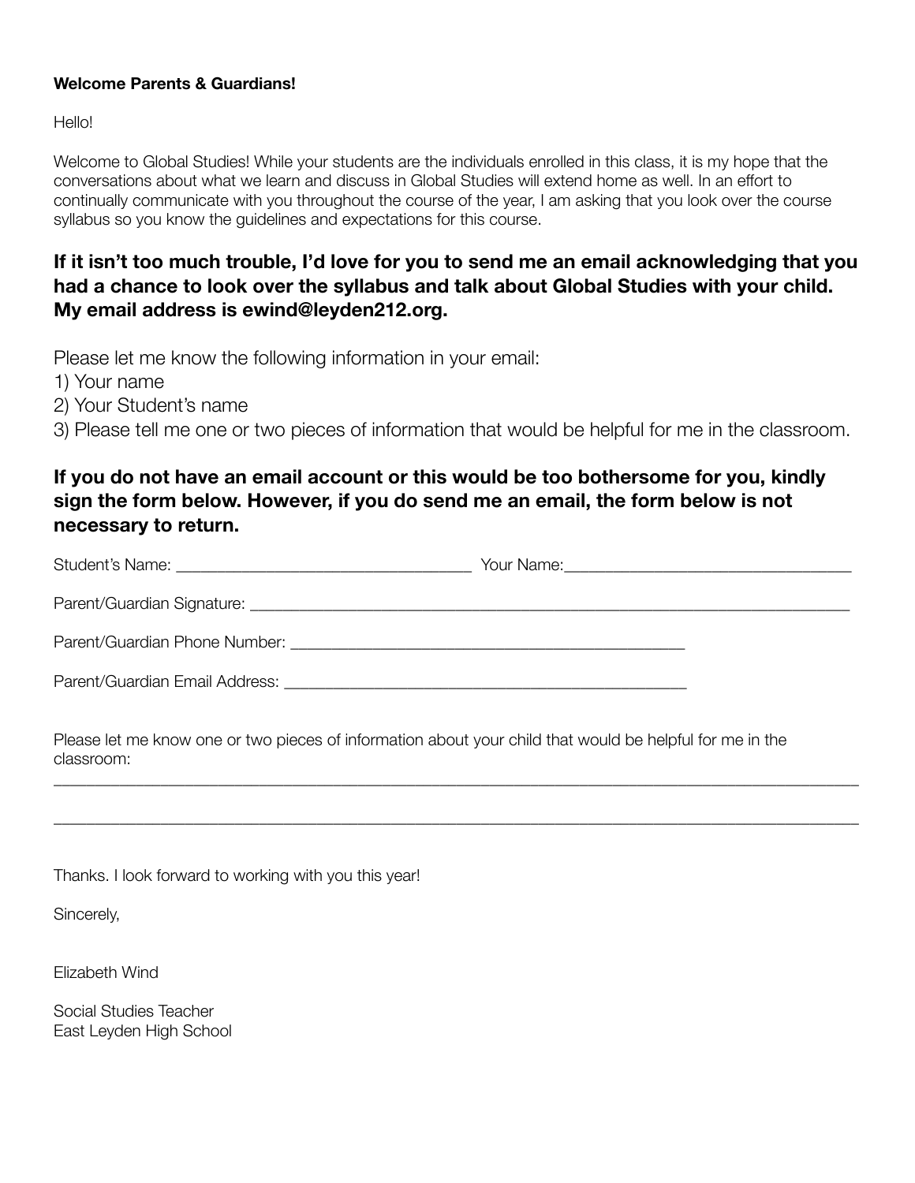**Welcome Parents & Guardians!**

Hello!

Welcome to Global Studies! While your students are the individuals enrolled in this class, it is my hope that the conversations about what we learn and discuss in Global Studies will extend home as well. In an effort to continually communicate with you throughout the course of the year, I am asking that you look over the course syllabus so you know the guidelines and expectations for this course.

**If it isn't too much trouble, I'd love for you to send me an email acknowledging that you had a chance to look over the syllabus and talk about Global Studies with your child. My email address is ewind@leyden212.org.**

Please let me know the following information in your email:

1) Your name
2) Your Student's name
3) Please tell me one or two pieces of information that would be helpful for me in the classroom.

**If you do not have an email account or this would be too bothersome for you, kindly sign the form below. However, if you do send me an email, the form below is not necessary to return.**

Student's Name: ___________________________________ Your Name: ___________________________________

Parent/Guardian Signature: ___________________________________________________________________________

Parent/Guardian Phone Number: _______________________________________________

Parent/Guardian Email Address: _______________________________________________

Please let me know one or two pieces of information about your child that would be helpful for me in the classroom:

_____________________________________________________________________________________________

_____________________________________________________________________________________________

Thanks. I look forward to working with you this year!

Sincerely,

Elizabeth Wind

Social Studies Teacher
East Leyden High School